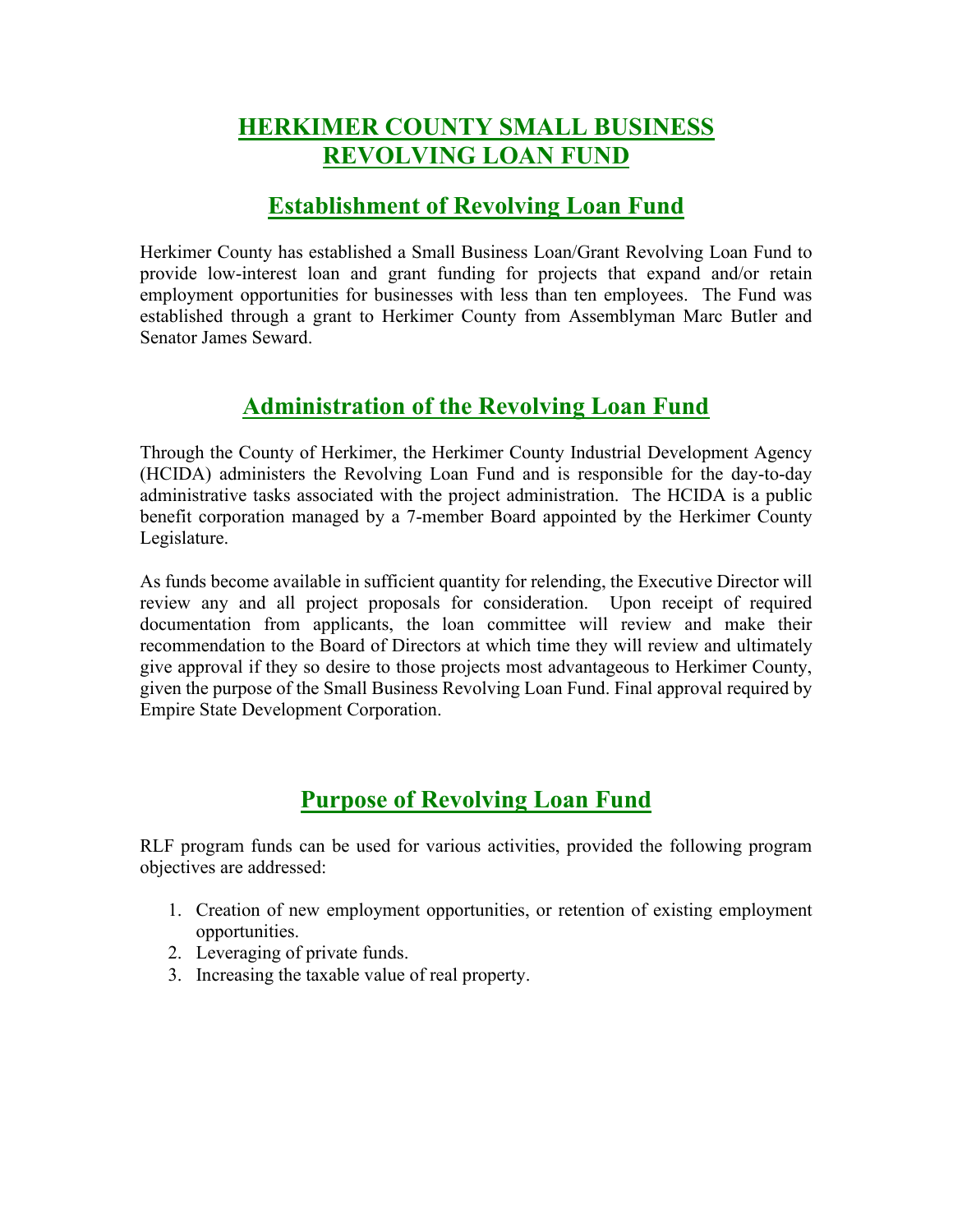# HERKIMER COUNTY SMALL BUSINESS REVOLVING LOAN FUND

## Establishment of Revolving Loan Fund

Herkimer County has established a Small Business Loan/Grant Revolving Loan Fund to provide low-interest loan and grant funding for projects that expand and/or retain employment opportunities for businesses with less than ten employees. The Fund was established through a grant to Herkimer County from Assemblyman Marc Butler and Senator James Seward.

## Administration of the Revolving Loan Fund

Through the County of Herkimer, the Herkimer County Industrial Development Agency (HCIDA) administers the Revolving Loan Fund and is responsible for the day-to-day administrative tasks associated with the project administration. The HCIDA is a public benefit corporation managed by a 7-member Board appointed by the Herkimer County Legislature.

As funds become available in sufficient quantity for relending, the Executive Director will review any and all project proposals for consideration. Upon receipt of required documentation from applicants, the loan committee will review and make their recommendation to the Board of Directors at which time they will review and ultimately give approval if they so desire to those projects most advantageous to Herkimer County, given the purpose of the Small Business Revolving Loan Fund. Final approval required by Empire State Development Corporation.

## Purpose of Revolving Loan Fund

RLF program funds can be used for various activities, provided the following program objectives are addressed:

1. Creation of new employment opportunities, or retention of existing employment opportunities.
2. Leveraging of private funds.
3. Increasing the taxable value of real property.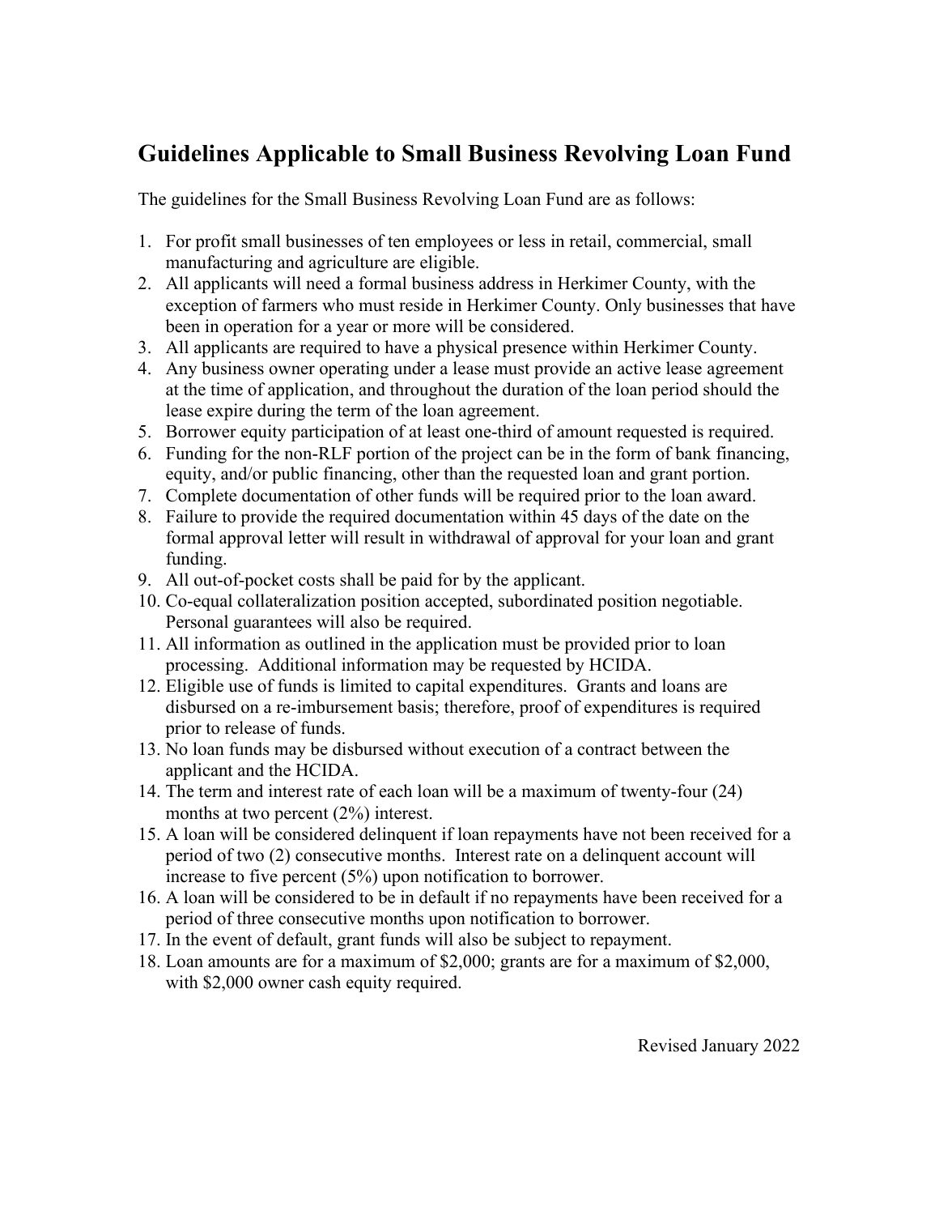## Guidelines Applicable to Small Business Revolving Loan Fund

The guidelines for the Small Business Revolving Loan Fund are as follows:

1. For profit small businesses of ten employees or less in retail, commercial, small manufacturing and agriculture are eligible.
2. All applicants will need a formal business address in Herkimer County, with the exception of farmers who must reside in Herkimer County. Only businesses that have been in operation for a year or more will be considered.
3. All applicants are required to have a physical presence within Herkimer County.
4. Any business owner operating under a lease must provide an active lease agreement at the time of application, and throughout the duration of the loan period should the lease expire during the term of the loan agreement.
5. Borrower equity participation of at least one-third of amount requested is required.
6. Funding for the non-RLF portion of the project can be in the form of bank financing, equity, and/or public financing, other than the requested loan and grant portion.
7. Complete documentation of other funds will be required prior to the loan award.
8. Failure to provide the required documentation within 45 days of the date on the formal approval letter will result in withdrawal of approval for your loan and grant funding.
9. All out-of-pocket costs shall be paid for by the applicant.
10. Co-equal collateralization position accepted, subordinated position negotiable. Personal guarantees will also be required.
11. All information as outlined in the application must be provided prior to loan processing. Additional information may be requested by HCIDA.
12. Eligible use of funds is limited to capital expenditures. Grants and loans are disbursed on a re-imbursement basis; therefore, proof of expenditures is required prior to release of funds.
13. No loan funds may be disbursed without execution of a contract between the applicant and the HCIDA.
14. The term and interest rate of each loan will be a maximum of twenty-four (24) months at two percent (2%) interest.
15. A loan will be considered delinquent if loan repayments have not been received for a period of two (2) consecutive months. Interest rate on a delinquent account will increase to five percent (5%) upon notification to borrower.
16. A loan will be considered to be in default if no repayments have been received for a period of three consecutive months upon notification to borrower.
17. In the event of default, grant funds will also be subject to repayment.
18. Loan amounts are for a maximum of $2,000; grants are for a maximum of $2,000, with $2,000 owner cash equity required.

Revised January 2022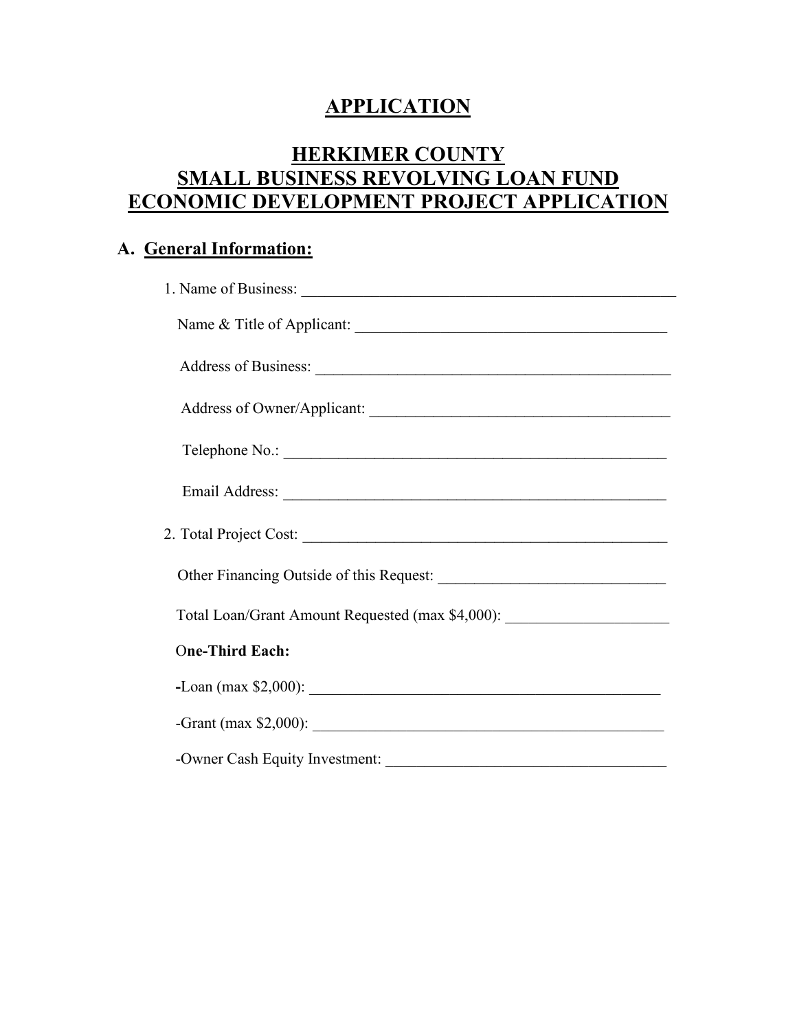# APPLICATION

# HERKIMER COUNTY
# SMALL BUSINESS REVOLVING LOAN FUND
# ECONOMIC DEVELOPMENT PROJECT APPLICATION

## A. General Information:

1. Name of Business: ______________________________________________

   Name & Title of Applicant: ______________________________________

   Address of Business: ___________________________________________

   Address of Owner/Applicant: _____________________________________

   Telephone No.: ________________________________________________

   Email Address: _________________________________________________

2. Total Project Cost: ______________________________________________

   Other Financing Outside of this Request: ____________________________

   Total Loan/Grant Amount Requested (max $4,000): ____________________

   **One-Third Each:**

   **-**Loan (max $2,000): ____________________________________________

   -Grant (max $2,000): ____________________________________________

   -Owner Cash Equity Investment: ___________________________________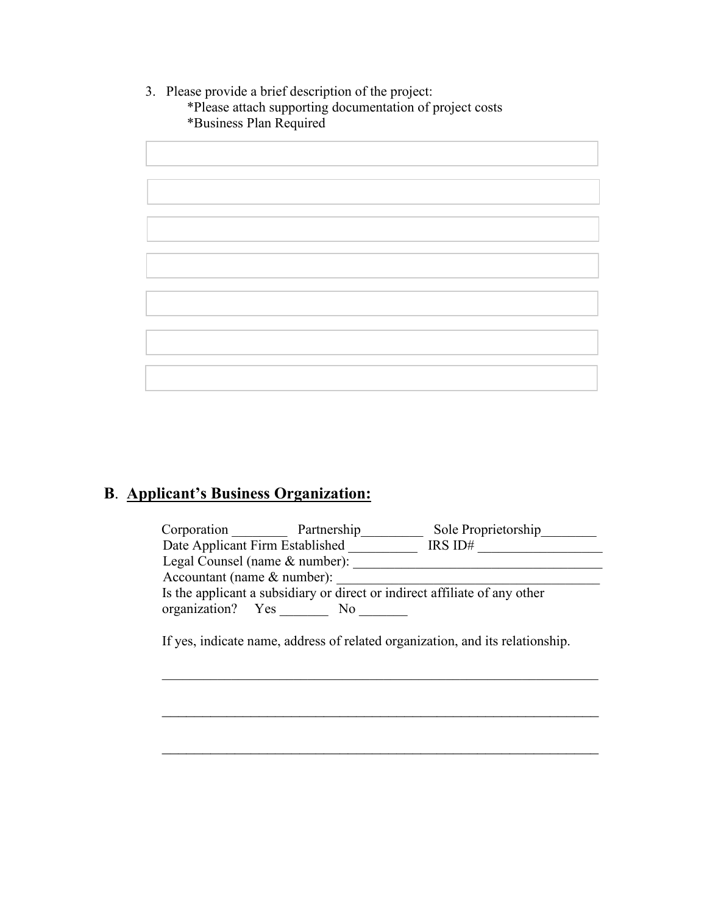3. Please provide a brief description of the project:
   *Please attach supporting documentation of project costs
   *Business Plan Required

## B. Applicant's Business Organization:

Corporation ________ Partnership_________ Sole Proprietorship________
Date Applicant Firm Established __________ IRS ID# __________________
Legal Counsel (name & number): _____________________________________
Accountant (name & number): _______________________________________
Is the applicant a subsidiary or direct or indirect affiliate of any other organization? Yes _______ No _______

If yes, indicate name, address of related organization, and its relationship.

_________________________________________________________________

_________________________________________________________________

_________________________________________________________________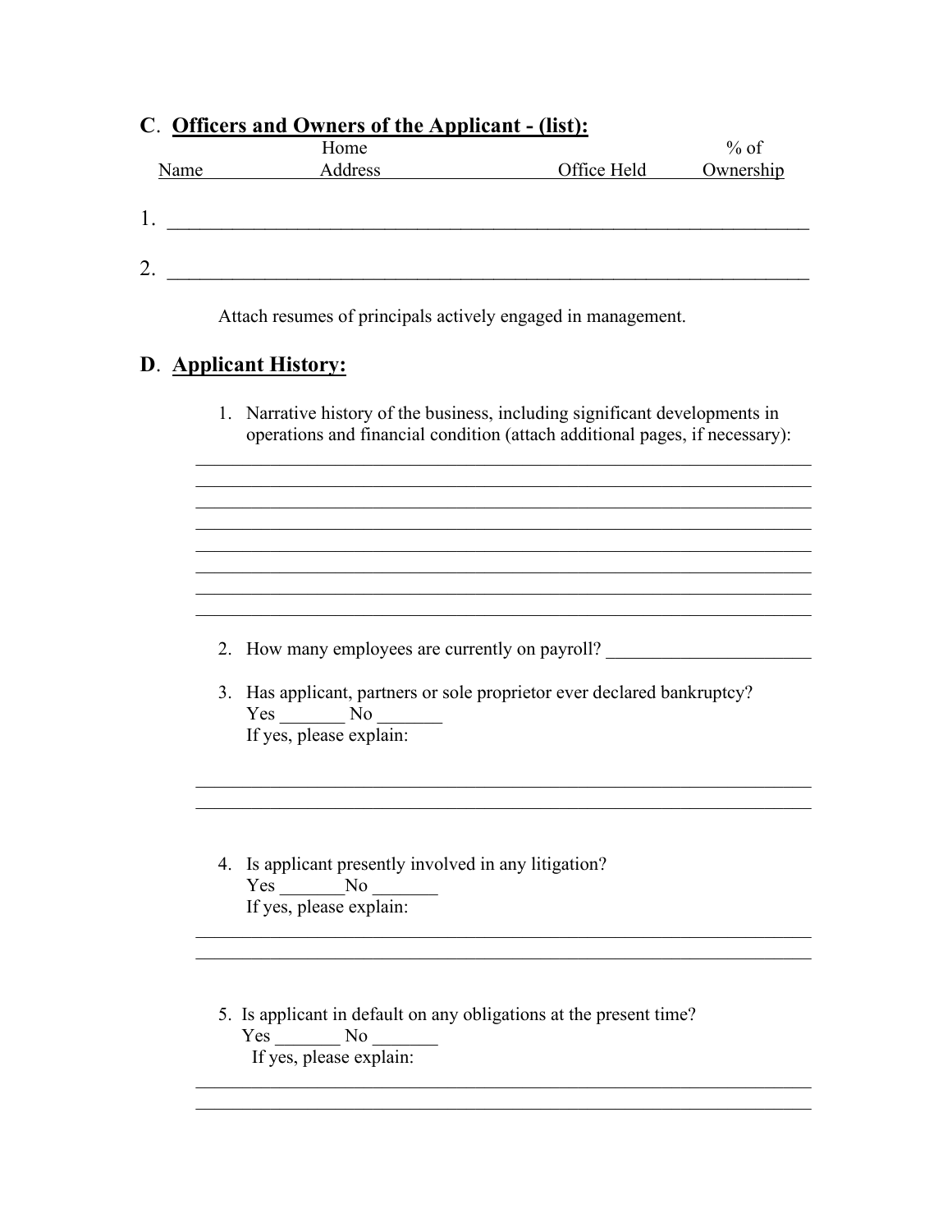## C. Officers and Owners of the Applicant - (list):

| Name | Home Address | Office Held | % of Ownership |
|---|---|---|---|
| 1. | | | |
| 2. | | | |

Attach resumes of principals actively engaged in management.

## D. Applicant History:

1. Narrative history of the business, including significant developments in operations and financial condition (attach additional pages, if necessary):

_______________________________________________________________________
_______________________________________________________________________
_______________________________________________________________________
_______________________________________________________________________
_______________________________________________________________________
_______________________________________________________________________
_______________________________________________________________________
_______________________________________________________________________

2. How many employees are currently on payroll? ______________________

3. Has applicant, partners or sole proprietor ever declared bankruptcy?
   Yes _______ No _______
   If yes, please explain:

_______________________________________________________________________
_______________________________________________________________________

4. Is applicant presently involved in any litigation?
   Yes _______No _______
   If yes, please explain:

_______________________________________________________________________
_______________________________________________________________________

5. Is applicant in default on any obligations at the present time?
   Yes _______ No _______
   If yes, please explain:

_______________________________________________________________________
_______________________________________________________________________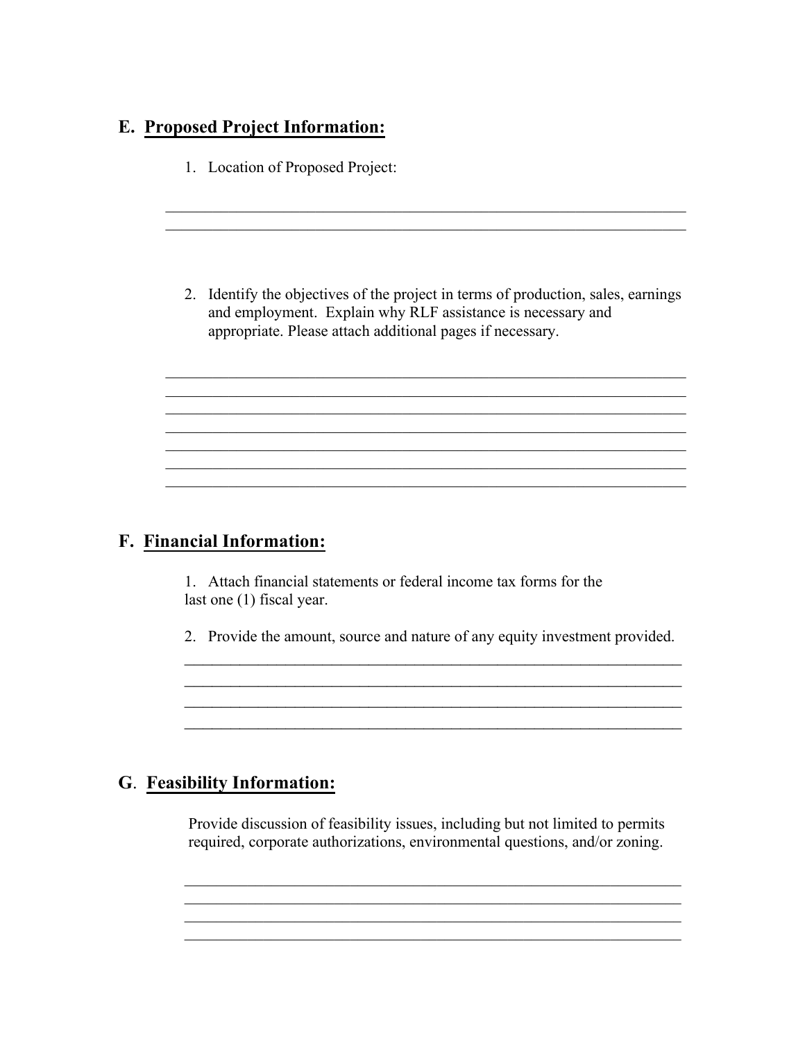## E. Proposed Project Information:

1. Location of Proposed Project:

______________________________________________________________________
______________________________________________________________________

2. Identify the objectives of the project in terms of production, sales, earnings and employment. Explain why RLF assistance is necessary and appropriate. Please attach additional pages if necessary.

______________________________________________________________________
______________________________________________________________________
______________________________________________________________________
______________________________________________________________________
______________________________________________________________________
______________________________________________________________________
______________________________________________________________________

## F. Financial Information:

1. Attach financial statements or federal income tax forms for the last one (1) fiscal year.

2. Provide the amount, source and nature of any equity investment provided.

______________________________________________________________________
______________________________________________________________________
______________________________________________________________________
______________________________________________________________________

## G. Feasibility Information:

Provide discussion of feasibility issues, including but not limited to permits required, corporate authorizations, environmental questions, and/or zoning.

______________________________________________________________________
______________________________________________________________________
______________________________________________________________________
______________________________________________________________________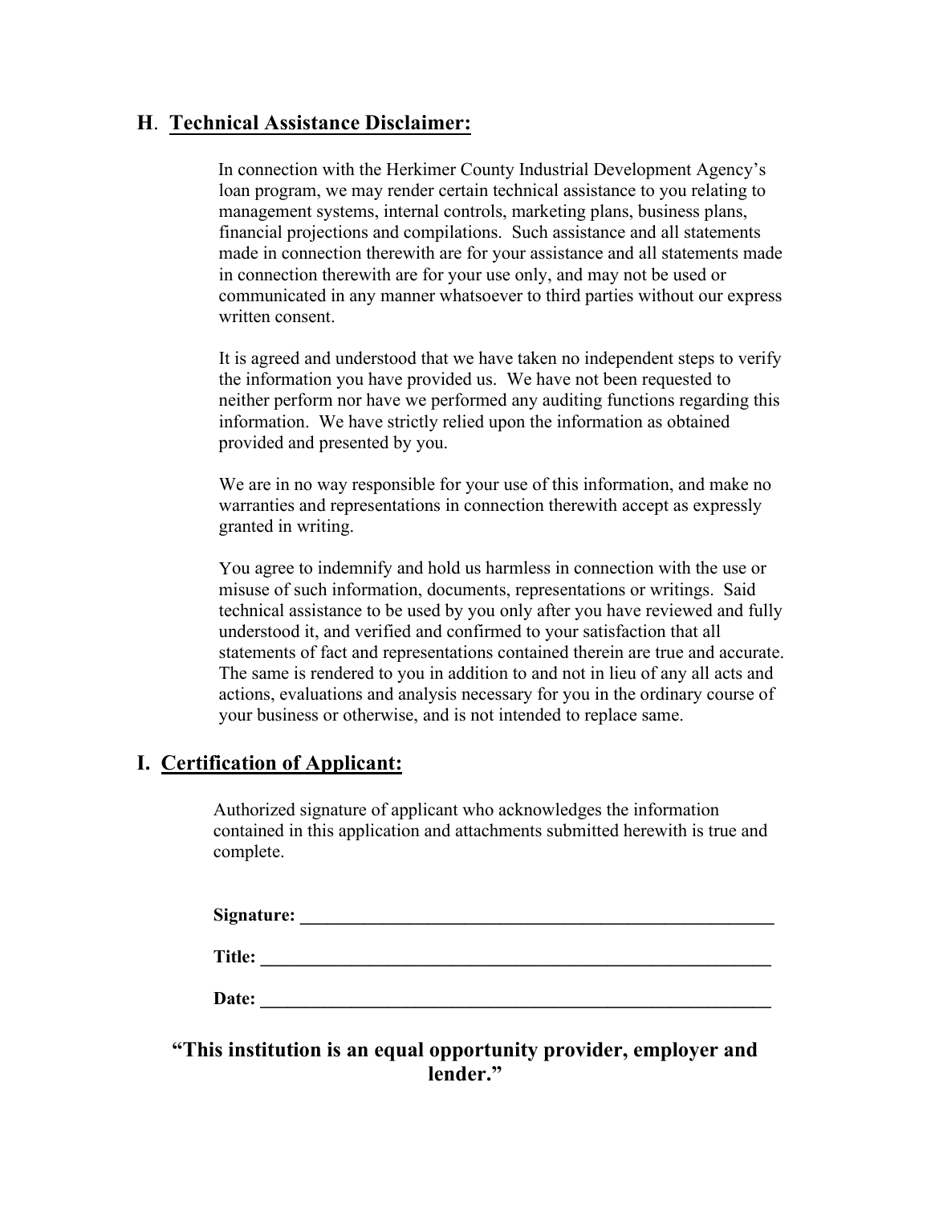## H. <u>Technical Assistance Disclaimer:</u>

In connection with the Herkimer County Industrial Development Agency's loan program, we may render certain technical assistance to you relating to management systems, internal controls, marketing plans, business plans, financial projections and compilations. Such assistance and all statements made in connection therewith are for your assistance and all statements made in connection therewith are for your use only, and may not be used or communicated in any manner whatsoever to third parties without our express written consent.

It is agreed and understood that we have taken no independent steps to verify the information you have provided us. We have not been requested to neither perform nor have we performed any auditing functions regarding this information. We have strictly relied upon the information as obtained provided and presented by you.

We are in no way responsible for your use of this information, and make no warranties and representations in connection therewith accept as expressly granted in writing.

You agree to indemnify and hold us harmless in connection with the use or misuse of such information, documents, representations or writings. Said technical assistance to be used by you only after you have reviewed and fully understood it, and verified and confirmed to your satisfaction that all statements of fact and representations contained therein are true and accurate. The same is rendered to you in addition to and not in lieu of any all acts and actions, evaluations and analysis necessary for you in the ordinary course of your business or otherwise, and is not intended to replace same.

## I. <u>Certification of Applicant:</u>

Authorized signature of applicant who acknowledges the information contained in this application and attachments submitted herewith is true and complete.

**Signature: \_\_\_\_\_\_\_\_\_\_\_\_\_\_\_\_\_\_\_\_\_\_\_\_\_\_\_\_\_\_\_\_\_\_\_\_\_\_\_\_\_\_\_\_\_\_\_\_**

**Title: \_\_\_\_\_\_\_\_\_\_\_\_\_\_\_\_\_\_\_\_\_\_\_\_\_\_\_\_\_\_\_\_\_\_\_\_\_\_\_\_\_\_\_\_\_\_\_\_\_\_\_\_**

**Date: \_\_\_\_\_\_\_\_\_\_\_\_\_\_\_\_\_\_\_\_\_\_\_\_\_\_\_\_\_\_\_\_\_\_\_\_\_\_\_\_\_\_\_\_\_\_\_\_\_\_\_\_**

**"This institution is an equal opportunity provider, employer and lender."**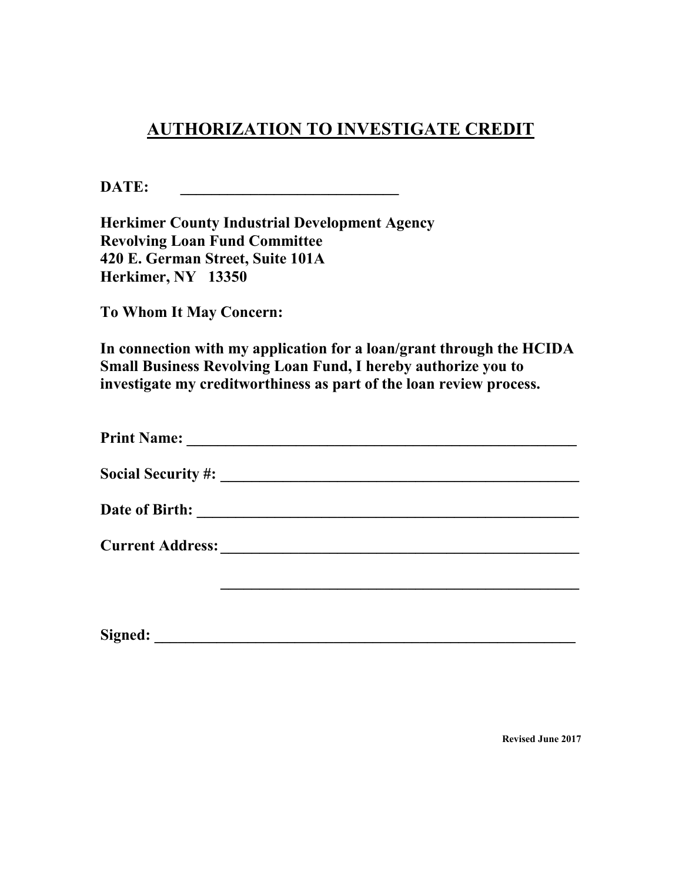# AUTHORIZATION TO INVESTIGATE CREDIT

**DATE:** ____________________________

**Herkimer County Industrial Development Agency**
**Revolving Loan Fund Committee**
**420 E. German Street, Suite 101A**
**Herkimer, NY 13350**

**To Whom It May Concern:**

**In connection with my application for a loan/grant through the HCIDA Small Business Revolving Loan Fund, I hereby authorize you to investigate my creditworthiness as part of the loan review process.**

**Print Name:** ____________________________________________________

**Social Security #:** ________________________________________________

**Date of Birth:** ___________________________________________________

**Current Address:** _________________________________________________

_________________________________________________

**Signed:** _________________________________________________________

**Revised June 2017**